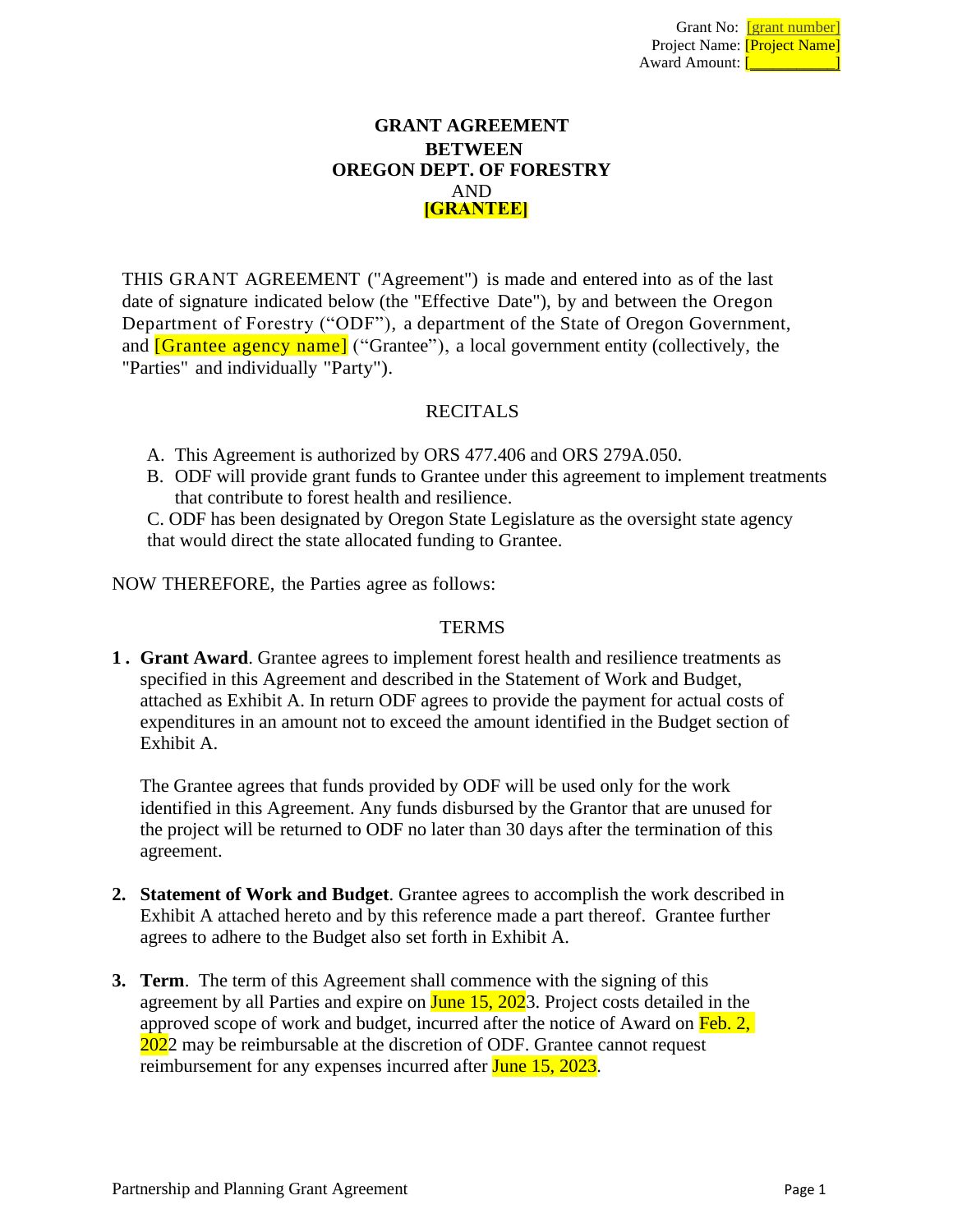Grant No: [grant number]
Project Name: [Project Name]
Award Amount: [__________]

# GRANT AGREEMENT
# BETWEEN
# OREGON DEPT. OF FORESTRY
AND
**[GRANTEE]**

THIS GRANT AGREEMENT ("Agreement") is made and entered into as of the last date of signature indicated below (the "Effective Date"), by and between the Oregon Department of Forestry ("ODF"), a department of the State of Oregon Government, and [Grantee agency name] ("Grantee"), a local government entity (collectively, the "Parties" and individually "Party").

## RECITALS

A. This Agreement is authorized by ORS 477.406 and ORS 279A.050.
B. ODF will provide grant funds to Grantee under this agreement to implement treatments that contribute to forest health and resilience.
C. ODF has been designated by Oregon State Legislature as the oversight state agency that would direct the state allocated funding to Grantee.

NOW THEREFORE, the Parties agree as follows:

## TERMS

1. **Grant Award**. Grantee agrees to implement forest health and resilience treatments as specified in this Agreement and described in the Statement of Work and Budget, attached as Exhibit A. In return ODF agrees to provide the payment for actual costs of expenditures in an amount not to exceed the amount identified in the Budget section of Exhibit A.

   The Grantee agrees that funds provided by ODF will be used only for the work identified in this Agreement. Any funds disbursed by the Grantor that are unused for the project will be returned to ODF no later than 30 days after the termination of this agreement.

2. **Statement of Work and Budget**. Grantee agrees to accomplish the work described in Exhibit A attached hereto and by this reference made a part thereof. Grantee further agrees to adhere to the Budget also set forth in Exhibit A.

3. **Term**. The term of this Agreement shall commence with the signing of this agreement by all Parties and expire on June 15, 2023. Project costs detailed in the approved scope of work and budget, incurred after the notice of Award on Feb. 2, 2022 may be reimbursable at the discretion of ODF. Grantee cannot request reimbursement for any expenses incurred after June 15, 2023.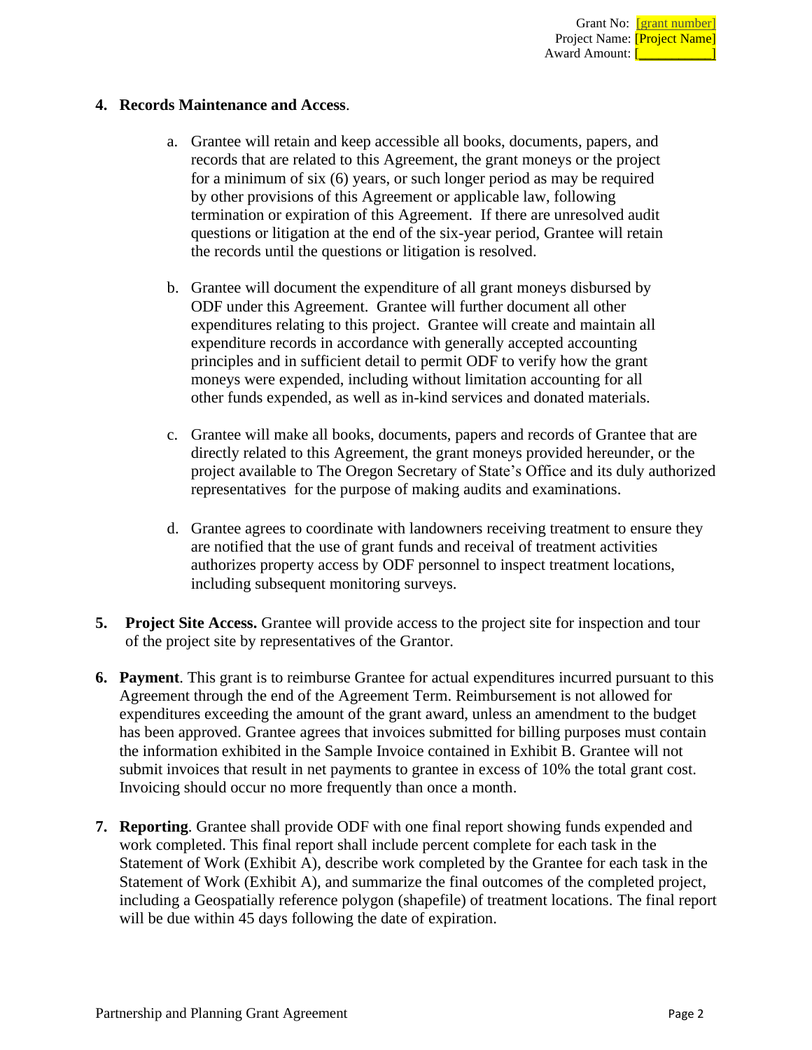Grant No: [grant number]
Project Name: [Project Name]
Award Amount: [___________]

**4. Records Maintenance and Access**.

a. Grantee will retain and keep accessible all books, documents, papers, and records that are related to this Agreement, the grant moneys or the project for a minimum of six (6) years, or such longer period as may be required by other provisions of this Agreement or applicable law, following termination or expiration of this Agreement. If there are unresolved audit questions or litigation at the end of the six-year period, Grantee will retain the records until the questions or litigation is resolved.

b. Grantee will document the expenditure of all grant moneys disbursed by ODF under this Agreement. Grantee will further document all other expenditures relating to this project. Grantee will create and maintain all expenditure records in accordance with generally accepted accounting principles and in sufficient detail to permit ODF to verify how the grant moneys were expended, including without limitation accounting for all other funds expended, as well as in-kind services and donated materials.

c. Grantee will make all books, documents, papers and records of Grantee that are directly related to this Agreement, the grant moneys provided hereunder, or the project available to The Oregon Secretary of State's Office and its duly authorized representatives for the purpose of making audits and examinations.

d. Grantee agrees to coordinate with landowners receiving treatment to ensure they are notified that the use of grant funds and receival of treatment activities authorizes property access by ODF personnel to inspect treatment locations, including subsequent monitoring surveys.

**5. Project Site Access.** Grantee will provide access to the project site for inspection and tour of the project site by representatives of the Grantor.

**6. Payment**. This grant is to reimburse Grantee for actual expenditures incurred pursuant to this Agreement through the end of the Agreement Term. Reimbursement is not allowed for expenditures exceeding the amount of the grant award, unless an amendment to the budget has been approved. Grantee agrees that invoices submitted for billing purposes must contain the information exhibited in the Sample Invoice contained in Exhibit B. Grantee will not submit invoices that result in net payments to grantee in excess of 10% the total grant cost. Invoicing should occur no more frequently than once a month.

**7. Reporting**. Grantee shall provide ODF with one final report showing funds expended and work completed. This final report shall include percent complete for each task in the Statement of Work (Exhibit A), describe work completed by the Grantee for each task in the Statement of Work (Exhibit A), and summarize the final outcomes of the completed project, including a Geospatially reference polygon (shapefile) of treatment locations. The final report will be due within 45 days following the date of expiration.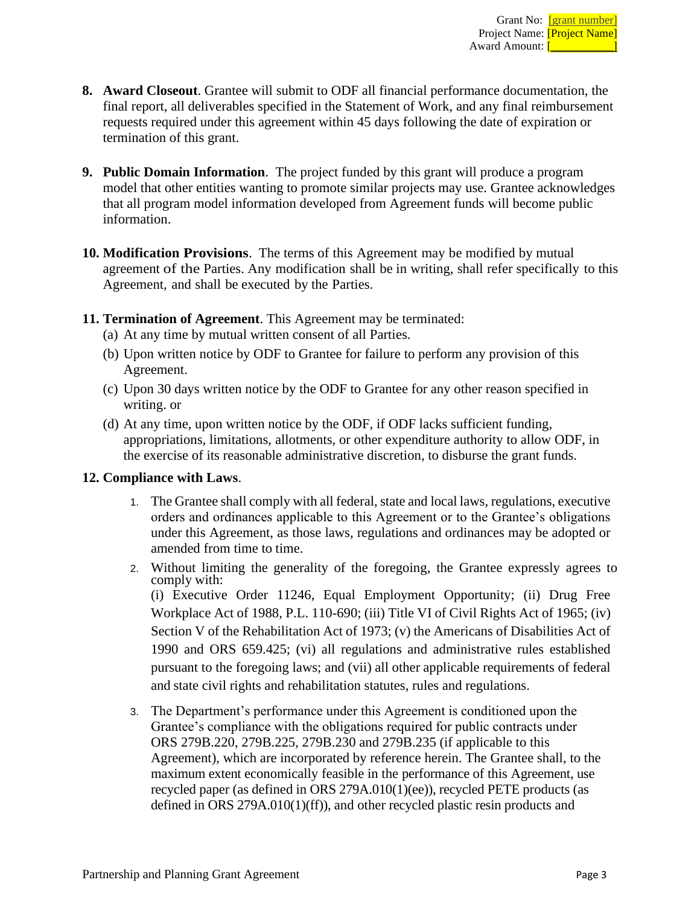Grant No: [grant number]
Project Name: [Project Name]
Award Amount: [___________]

8. **Award Closeout**. Grantee will submit to ODF all financial performance documentation, the final report, all deliverables specified in the Statement of Work, and any final reimbursement requests required under this agreement within 45 days following the date of expiration or termination of this grant.

9. **Public Domain Information**. The project funded by this grant will produce a program model that other entities wanting to promote similar projects may use. Grantee acknowledges that all program model information developed from Agreement funds will become public information.

10. **Modification Provisions**. The terms of this Agreement may be modified by mutual agreement of the Parties. Any modification shall be in writing, shall refer specifically to this Agreement, and shall be executed by the Parties.

11. **Termination of Agreement**. This Agreement may be terminated:
    (a) At any time by mutual written consent of all Parties.
    (b) Upon written notice by ODF to Grantee for failure to perform any provision of this Agreement.
    (c) Upon 30 days written notice by the ODF to Grantee for any other reason specified in writing. or
    (d) At any time, upon written notice by the ODF, if ODF lacks sufficient funding, appropriations, limitations, allotments, or other expenditure authority to allow ODF, in the exercise of its reasonable administrative discretion, to disburse the grant funds.

12. **Compliance with Laws**.

    1. The Grantee shall comply with all federal, state and local laws, regulations, executive orders and ordinances applicable to this Agreement or to the Grantee's obligations under this Agreement, as those laws, regulations and ordinances may be adopted or amended from time to time.
    2. Without limiting the generality of the foregoing, the Grantee expressly agrees to comply with:
       (i) Executive Order 11246, Equal Employment Opportunity; (ii) Drug Free Workplace Act of 1988, P.L. 110-690; (iii) Title VI of Civil Rights Act of 1965; (iv) Section V of the Rehabilitation Act of 1973; (v) the Americans of Disabilities Act of 1990 and ORS 659.425; (vi) all regulations and administrative rules established pursuant to the foregoing laws; and (vii) all other applicable requirements of federal and state civil rights and rehabilitation statutes, rules and regulations.
    3. The Department's performance under this Agreement is conditioned upon the Grantee's compliance with the obligations required for public contracts under ORS 279B.220, 279B.225, 279B.230 and 279B.235 (if applicable to this Agreement), which are incorporated by reference herein. The Grantee shall, to the maximum extent economically feasible in the performance of this Agreement, use recycled paper (as defined in ORS 279A.010(1)(ee)), recycled PETE products (as defined in ORS 279A.010(1)(ff)), and other recycled plastic resin products and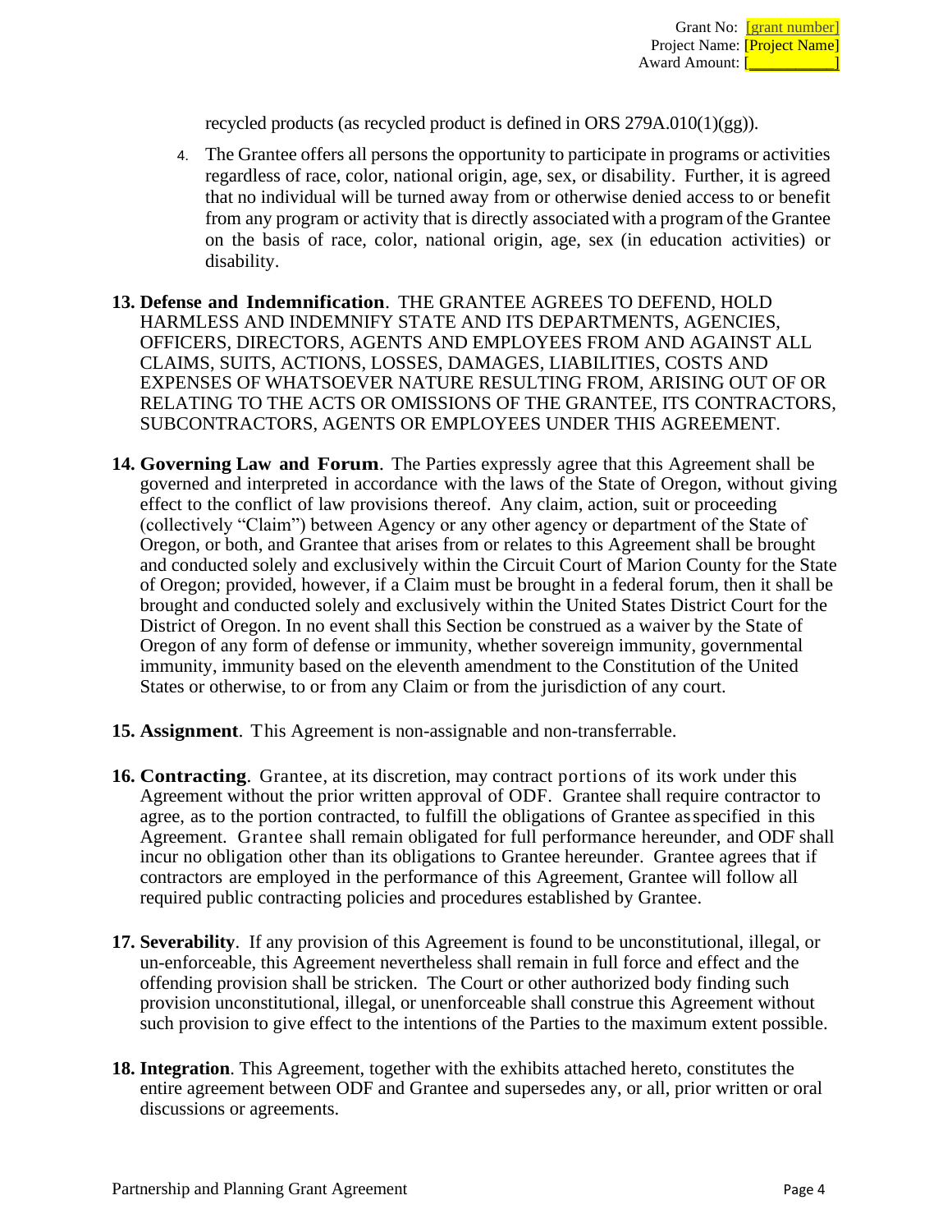recycled products (as recycled product is defined in ORS 279A.010(1)(gg)).

4. The Grantee offers all persons the opportunity to participate in programs or activities regardless of race, color, national origin, age, sex, or disability. Further, it is agreed that no individual will be turned away from or otherwise denied access to or benefit from any program or activity that is directly associated with a program of the Grantee on the basis of race, color, national origin, age, sex (in education activities) or disability.

**13. Defense and Indemnification**. THE GRANTEE AGREES TO DEFEND, HOLD HARMLESS AND INDEMNIFY STATE AND ITS DEPARTMENTS, AGENCIES, OFFICERS, DIRECTORS, AGENTS AND EMPLOYEES FROM AND AGAINST ALL CLAIMS, SUITS, ACTIONS, LOSSES, DAMAGES, LIABILITIES, COSTS AND EXPENSES OF WHATSOEVER NATURE RESULTING FROM, ARISING OUT OF OR RELATING TO THE ACTS OR OMISSIONS OF THE GRANTEE, ITS CONTRACTORS, SUBCONTRACTORS, AGENTS OR EMPLOYEES UNDER THIS AGREEMENT.

**14. Governing Law and Forum**. The Parties expressly agree that this Agreement shall be governed and interpreted in accordance with the laws of the State of Oregon, without giving effect to the conflict of law provisions thereof. Any claim, action, suit or proceeding (collectively "Claim") between Agency or any other agency or department of the State of Oregon, or both, and Grantee that arises from or relates to this Agreement shall be brought and conducted solely and exclusively within the Circuit Court of Marion County for the State of Oregon; provided, however, if a Claim must be brought in a federal forum, then it shall be brought and conducted solely and exclusively within the United States District Court for the District of Oregon. In no event shall this Section be construed as a waiver by the State of Oregon of any form of defense or immunity, whether sovereign immunity, governmental immunity, immunity based on the eleventh amendment to the Constitution of the United States or otherwise, to or from any Claim or from the jurisdiction of any court.

**15. Assignment**. This Agreement is non-assignable and non-transferrable.

**16. Contracting**. Grantee, at its discretion, may contract portions of its work under this Agreement without the prior written approval of ODF. Grantee shall require contractor to agree, as to the portion contracted, to fulfill the obligations of Grantee as specified in this Agreement. Grantee shall remain obligated for full performance hereunder, and ODF shall incur no obligation other than its obligations to Grantee hereunder. Grantee agrees that if contractors are employed in the performance of this Agreement, Grantee will follow all required public contracting policies and procedures established by Grantee.

**17. Severability**. If any provision of this Agreement is found to be unconstitutional, illegal, or un-enforceable, this Agreement nevertheless shall remain in full force and effect and the offending provision shall be stricken. The Court or other authorized body finding such provision unconstitutional, illegal, or unenforceable shall construe this Agreement without such provision to give effect to the intentions of the Parties to the maximum extent possible.

**18. Integration**. This Agreement, together with the exhibits attached hereto, constitutes the entire agreement between ODF and Grantee and supersedes any, or all, prior written or oral discussions or agreements.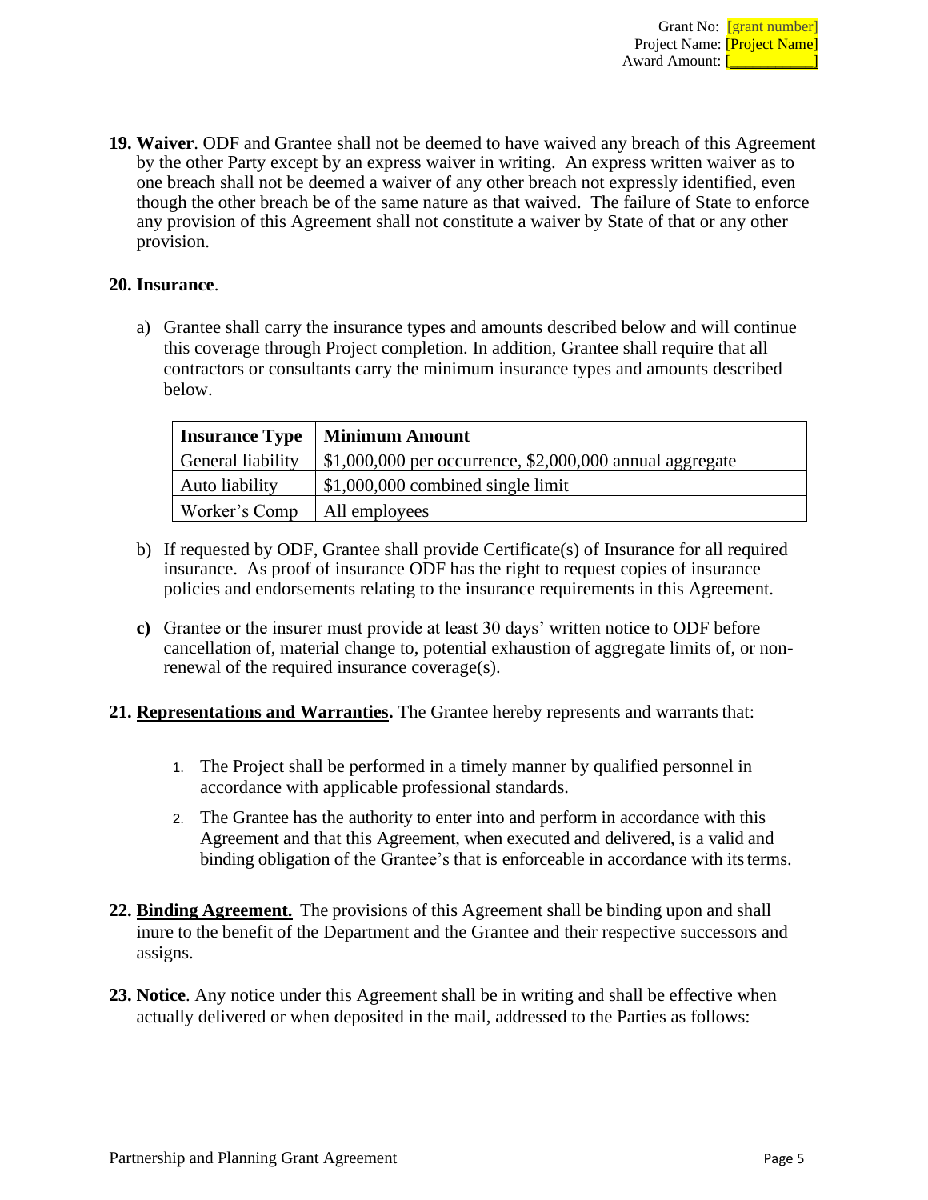Grant No: [grant number]
Project Name: [Project Name]
Award Amount: [___________]

**19. Waiver**. ODF and Grantee shall not be deemed to have waived any breach of this Agreement by the other Party except by an express waiver in writing. An express written waiver as to one breach shall not be deemed a waiver of any other breach not expressly identified, even though the other breach be of the same nature as that waived. The failure of State to enforce any provision of this Agreement shall not constitute a waiver by State of that or any other provision.

**20. Insurance**.

a) Grantee shall carry the insurance types and amounts described below and will continue this coverage through Project completion. In addition, Grantee shall require that all contractors or consultants carry the minimum insurance types and amounts described below.

| Insurance Type | Minimum Amount |
|---|---|
| General liability | $1,000,000 per occurrence, $2,000,000 annual aggregate |
| Auto liability | $1,000,000 combined single limit |
| Worker's Comp | All employees |

b) If requested by ODF, Grantee shall provide Certificate(s) of Insurance for all required insurance. As proof of insurance ODF has the right to request copies of insurance policies and endorsements relating to the insurance requirements in this Agreement.

**c)** Grantee or the insurer must provide at least 30 days' written notice to ODF before cancellation of, material change to, potential exhaustion of aggregate limits of, or non-renewal of the required insurance coverage(s).

**21. <u>Representations and Warranties</u>.** The Grantee hereby represents and warrants that:

1. The Project shall be performed in a timely manner by qualified personnel in accordance with applicable professional standards.
2. The Grantee has the authority to enter into and perform in accordance with this Agreement and that this Agreement, when executed and delivered, is a valid and binding obligation of the Grantee's that is enforceable in accordance with its terms.

**22. <u>Binding Agreement.</u>** The provisions of this Agreement shall be binding upon and shall inure to the benefit of the Department and the Grantee and their respective successors and assigns.

**23. Notice**. Any notice under this Agreement shall be in writing and shall be effective when actually delivered or when deposited in the mail, addressed to the Parties as follows: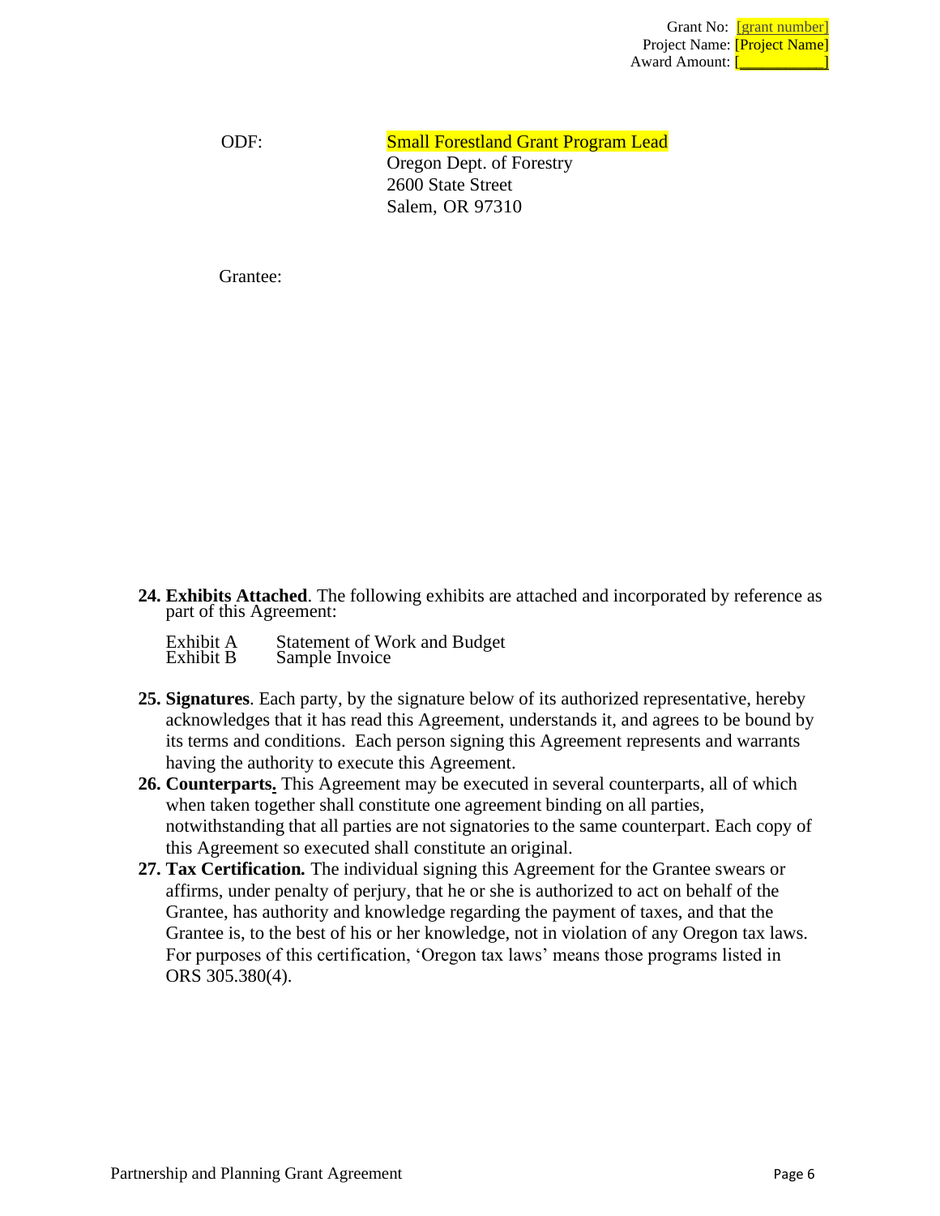Grant No: [grant number]
Project Name: [Project Name]
Award Amount: [___________]

ODF: Small Forestland Grant Program Lead
Oregon Dept. of Forestry
2600 State Street
Salem, OR 97310

Grantee:

**24. Exhibits Attached**. The following exhibits are attached and incorporated by reference as part of this Agreement:

Exhibit A Statement of Work and Budget
Exhibit B Sample Invoice

**25. Signatures**. Each party, by the signature below of its authorized representative, hereby acknowledges that it has read this Agreement, understands it, and agrees to be bound by its terms and conditions. Each person signing this Agreement represents and warrants having the authority to execute this Agreement.

**26. Counterparts.** This Agreement may be executed in several counterparts, all of which when taken together shall constitute one agreement binding on all parties, notwithstanding that all parties are not signatories to the same counterpart. Each copy of this Agreement so executed shall constitute an original.

**27. Tax Certification.** The individual signing this Agreement for the Grantee swears or affirms, under penalty of perjury, that he or she is authorized to act on behalf of the Grantee, has authority and knowledge regarding the payment of taxes, and that the Grantee is, to the best of his or her knowledge, not in violation of any Oregon tax laws. For purposes of this certification, 'Oregon tax laws' means those programs listed in ORS 305.380(4).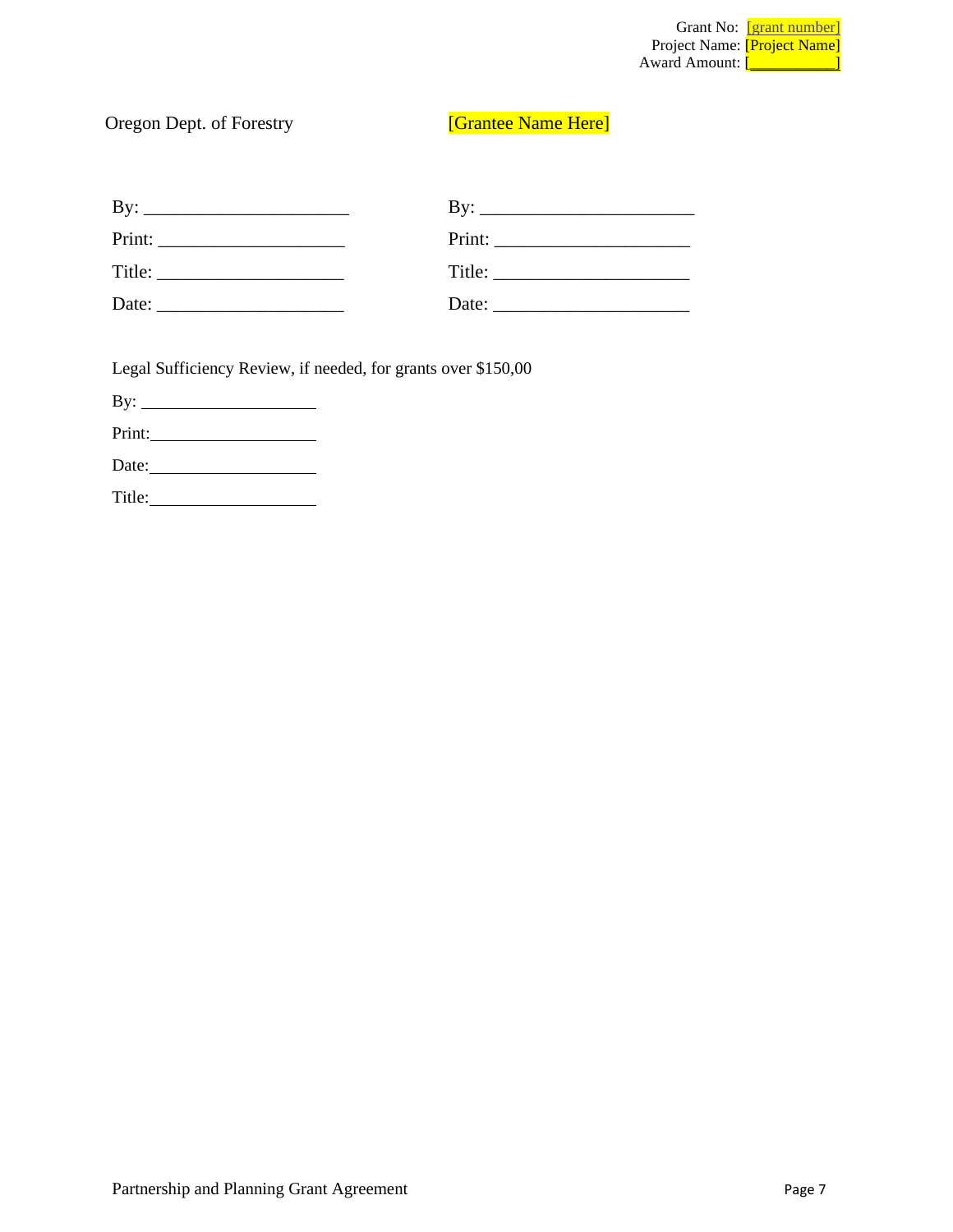Grant No: [grant number]
Project Name: [Project Name]
Award Amount: [___________]

| Oregon Dept. of Forestry | [Grantee Name Here] |
|---|---|
| By: ______________________ | By: ______________________ |
| Print: ____________________ | Print: ____________________ |
| Title: ____________________ | Title: ____________________ |
| Date: ____________________ | Date: ____________________ |

Legal Sufficiency Review, if needed, for grants over $150,00

By: ____________________

Print:____________________

Date:____________________

Title:____________________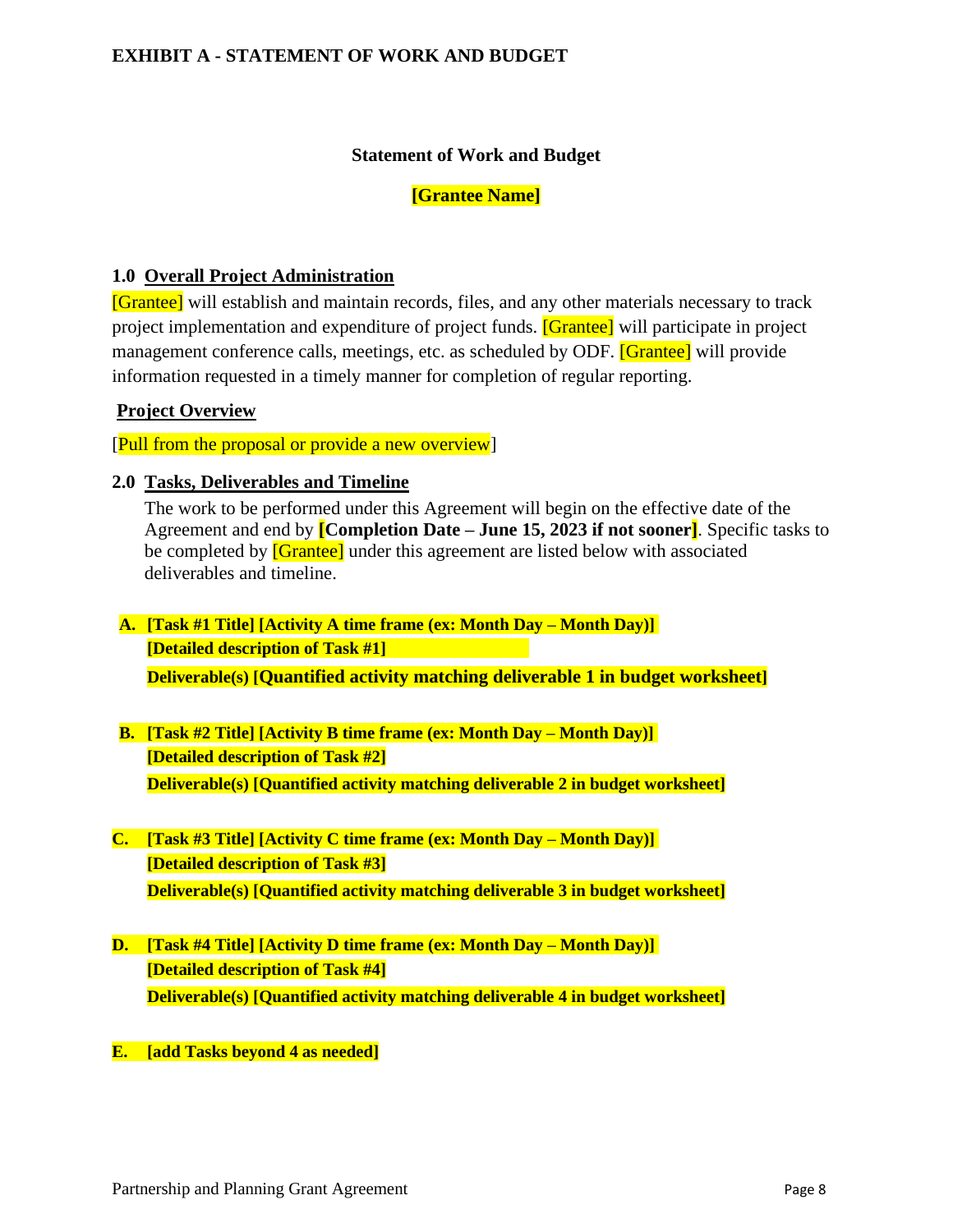## EXHIBIT A - STATEMENT OF WORK AND BUDGET

**Statement of Work and Budget**

**[Grantee Name]**

### 1.0 Overall Project Administration

[Grantee] will establish and maintain records, files, and any other materials necessary to track project implementation and expenditure of project funds. [Grantee] will participate in project management conference calls, meetings, etc. as scheduled by ODF. [Grantee] will provide information requested in a timely manner for completion of regular reporting.

**Project Overview**

[Pull from the proposal or provide a new overview]

### 2.0 Tasks, Deliverables and Timeline

The work to be performed under this Agreement will begin on the effective date of the Agreement and end by **[Completion Date – June 15, 2023 if not sooner]**. Specific tasks to be completed by [Grantee] under this agreement are listed below with associated deliverables and timeline.

**A. [Task #1 Title] [Activity A time frame (ex: Month Day – Month Day)]**
**[Detailed description of Task #1]**
**Deliverable(s) [Quantified activity matching deliverable 1 in budget worksheet]**

**B. [Task #2 Title] [Activity B time frame (ex: Month Day – Month Day)]**
**[Detailed description of Task #2]**
**Deliverable(s) [Quantified activity matching deliverable 2 in budget worksheet]**

**C. [Task #3 Title] [Activity C time frame (ex: Month Day – Month Day)]**
**[Detailed description of Task #3]**
**Deliverable(s) [Quantified activity matching deliverable 3 in budget worksheet]**

**D. [Task #4 Title] [Activity D time frame (ex: Month Day – Month Day)]**
**[Detailed description of Task #4]**
**Deliverable(s) [Quantified activity matching deliverable 4 in budget worksheet]**

**E. [add Tasks beyond 4 as needed]**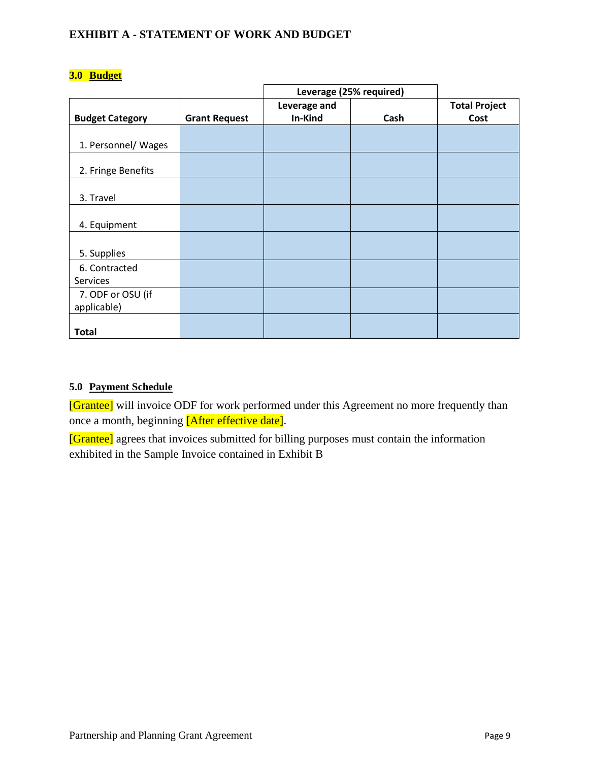## EXHIBIT A - STATEMENT OF WORK AND BUDGET

### 3.0 Budget

| | | Leverage (25% required) | | |
|---|---|---|---|---|
| **Budget Category** | **Grant Request** | **Leverage and In-Kind** | **Cash** | **Total Project Cost** |
| 1. Personnel/ Wages | | | | |
| 2. Fringe Benefits | | | | |
| 3. Travel | | | | |
| 4. Equipment | | | | |
| 5. Supplies | | | | |
| 6. Contracted Services | | | | |
| 7. ODF or OSU (if applicable) | | | | |
| **Total** | | | | |

### 5.0 Payment Schedule

[Grantee] will invoice ODF for work performed under this Agreement no more frequently than once a month, beginning [After effective date].

[Grantee] agrees that invoices submitted for billing purposes must contain the information exhibited in the Sample Invoice contained in Exhibit B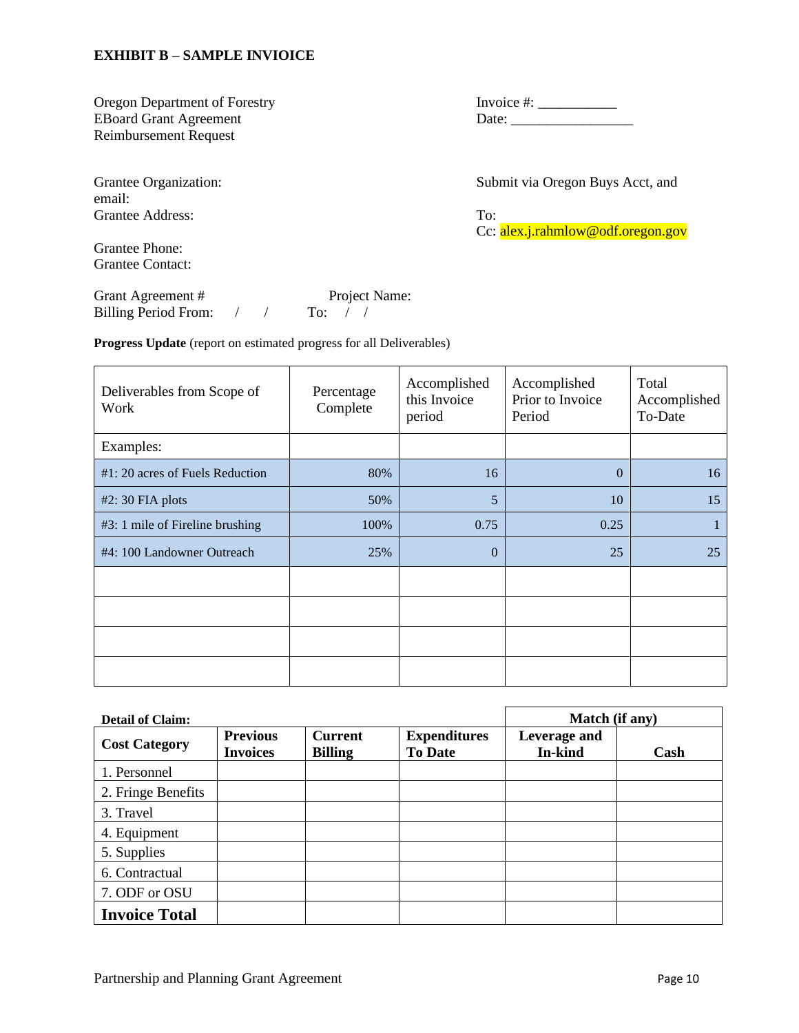**EXHIBIT B – SAMPLE INVIOICE**

Oregon Department of Forestry
EBoard Grant Agreement
Reimbursement Request

Invoice #: ___________
Date: _________________

Grantee Organization:
email:
Grantee Address:

Grantee Phone:
Grantee Contact:

Submit via Oregon Buys Acct, and

To:
Cc: alex.j.rahmlow@odf.oregon.gov

Grant Agreement # Project Name:
Billing Period From: / / To: / /

**Progress Update** (report on estimated progress for all Deliverables)

| Deliverables from Scope of Work | Percentage Complete | Accomplished this Invoice period | Accomplished Prior to Invoice Period | Total Accomplished To-Date |
|---|---|---|---|---|
| Examples: | | | | |
| #1: 20 acres of Fuels Reduction | 80% | 16 | 0 | 16 |
| #2: 30 FIA plots | 50% | 5 | 10 | 15 |
| #3: 1 mile of Fireline brushing | 100% | 0.75 | 0.25 | 1 |
| #4: 100 Landowner Outreach | 25% | 0 | 25 | 25 |
| | | | | |
| | | | | |
| | | | | |
| | | | | |

**Detail of Claim:**

| | | | | Match (if any) | |
|---|---|---|---|---|---|
| **Cost Category** | **Previous Invoices** | **Current Billing** | **Expenditures To Date** | **Leverage and In-kind** | **Cash** |
| 1. Personnel | | | | | |
| 2. Fringe Benefits | | | | | |
| 3. Travel | | | | | |
| 4. Equipment | | | | | |
| 5. Supplies | | | | | |
| 6. Contractual | | | | | |
| 7. ODF or OSU | | | | | |
| **Invoice Total** | | | | | |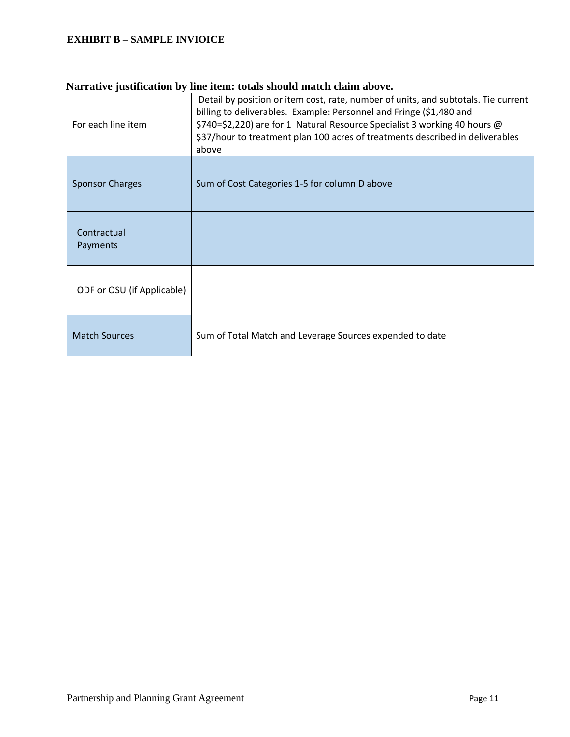**EXHIBIT B – SAMPLE INVIOICE**

**Narrative justification by line item: totals should match claim above.**

| | |
|---|---|
| For each line item | Detail by position or item cost, rate, number of units, and subtotals. Tie current billing to deliverables. Example: Personnel and Fringe ($1,480 and $740=$2,220) are for 1 Natural Resource Specialist 3 working 40 hours @ $37/hour to treatment plan 100 acres of treatments described in deliverables above |
| Sponsor Charges | Sum of Cost Categories 1-5 for column D above |
| Contractual Payments | |
| ODF or OSU (if Applicable) | |
| Match Sources | Sum of Total Match and Leverage Sources expended to date |

Partnership and Planning Grant Agreement